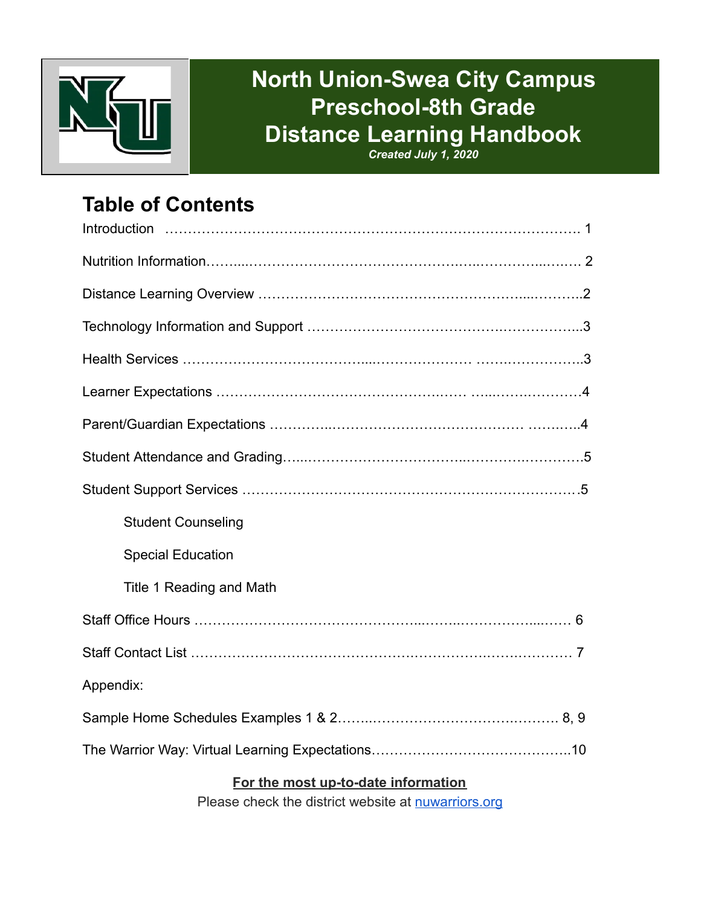# North Union-Swea City Campus Preschool-8th Grade Distance Learning Handbook

***Created July 1, 2020***

## Table of Contents

Introduction …………………………………………………………………………… 1

Nutrition Information……………………………………………………………………… 2

Distance Learning Overview ……………………………………………………………..2

Technology Information and Support …………………………………………………..3

Health Services …………………………………………………………………………..3

Learner Expectations ………………………………………………………………………4

Parent/Guardian Expectations ……………………………………………………………..4

Student Attendance and Grading……………………………………………………………5

Student Support Services ……………………………………………………………….5

- Student Counseling
- Special Education
- Title 1 Reading and Math

Staff Office Hours …………………………………………………………………… 6

Staff Contact List ……………………………………………………………………… 7

Appendix:

Sample Home Schedules Examples 1 & 2……………………………………………… 8, 9

The Warrior Way: Virtual Learning Expectations……………………………………..10

**For the most up-to-date information**

Please check the district website at [nuwarriors.org](nuwarriors.org)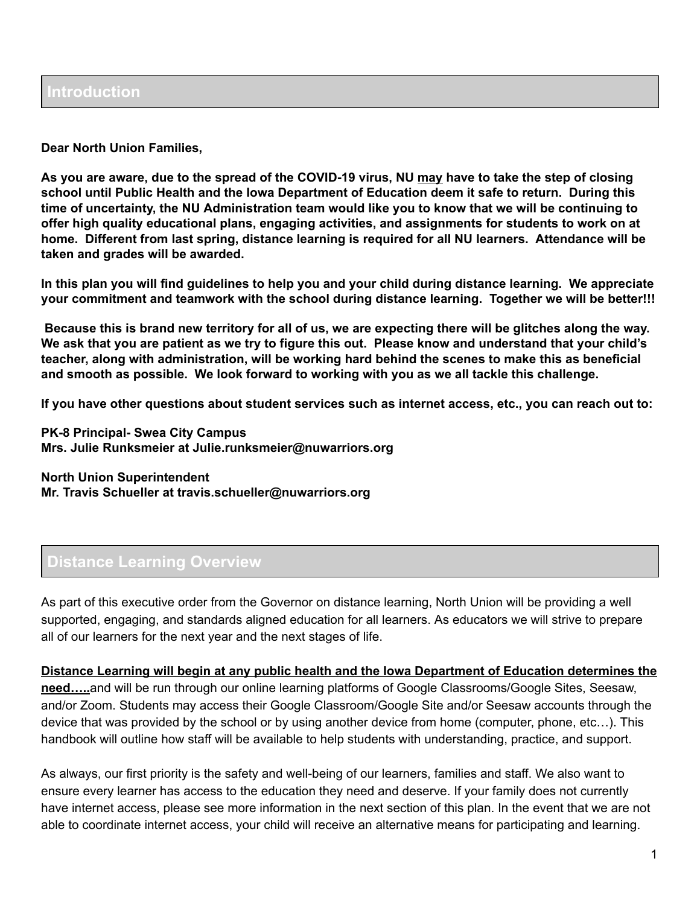## Introduction

**Dear North Union Families,**

**As you are aware, due to the spread of the COVID-19 virus, NU <u>may</u> have to take the step of closing school until Public Health and the Iowa Department of Education deem it safe to return. During this time of uncertainty, the NU Administration team would like you to know that we will be continuing to offer high quality educational plans, engaging activities, and assignments for students to work on at home. Different from last spring, distance learning is required for all NU learners. Attendance will be taken and grades will be awarded.**

**In this plan you will find guidelines to help you and your child during distance learning. We appreciate your commitment and teamwork with the school during distance learning. Together we will be better!!!**

**Because this is brand new territory for all of us, we are expecting there will be glitches along the way. We ask that you are patient as we try to figure this out. Please know and understand that your child's teacher, along with administration, will be working hard behind the scenes to make this as beneficial and smooth as possible. We look forward to working with you as we all tackle this challenge.**

**If you have other questions about student services such as internet access, etc., you can reach out to:**

**PK-8 Principal- Swea City Campus**
**Mrs. Julie Runksmeier at Julie.runksmeier@nuwarriors.org**

**North Union Superintendent**
**Mr. Travis Schueller at travis.schueller@nuwarriors.org**

## Distance Learning Overview

As part of this executive order from the Governor on distance learning, North Union will be providing a well supported, engaging, and standards aligned education for all learners. As educators we will strive to prepare all of our learners for the next year and the next stages of life.

**<u>Distance Learning will begin at any public health and the Iowa Department of Education determines the need…..</u>**and will be run through our online learning platforms of Google Classrooms/Google Sites, Seesaw, and/or Zoom. Students may access their Google Classroom/Google Site and/or Seesaw accounts through the device that was provided by the school or by using another device from home (computer, phone, etc…). This handbook will outline how staff will be available to help students with understanding, practice, and support.

As always, our first priority is the safety and well-being of our learners, families and staff. We also want to ensure every learner has access to the education they need and deserve. If your family does not currently have internet access, please see more information in the next section of this plan. In the event that we are not able to coordinate internet access, your child will receive an alternative means for participating and learning.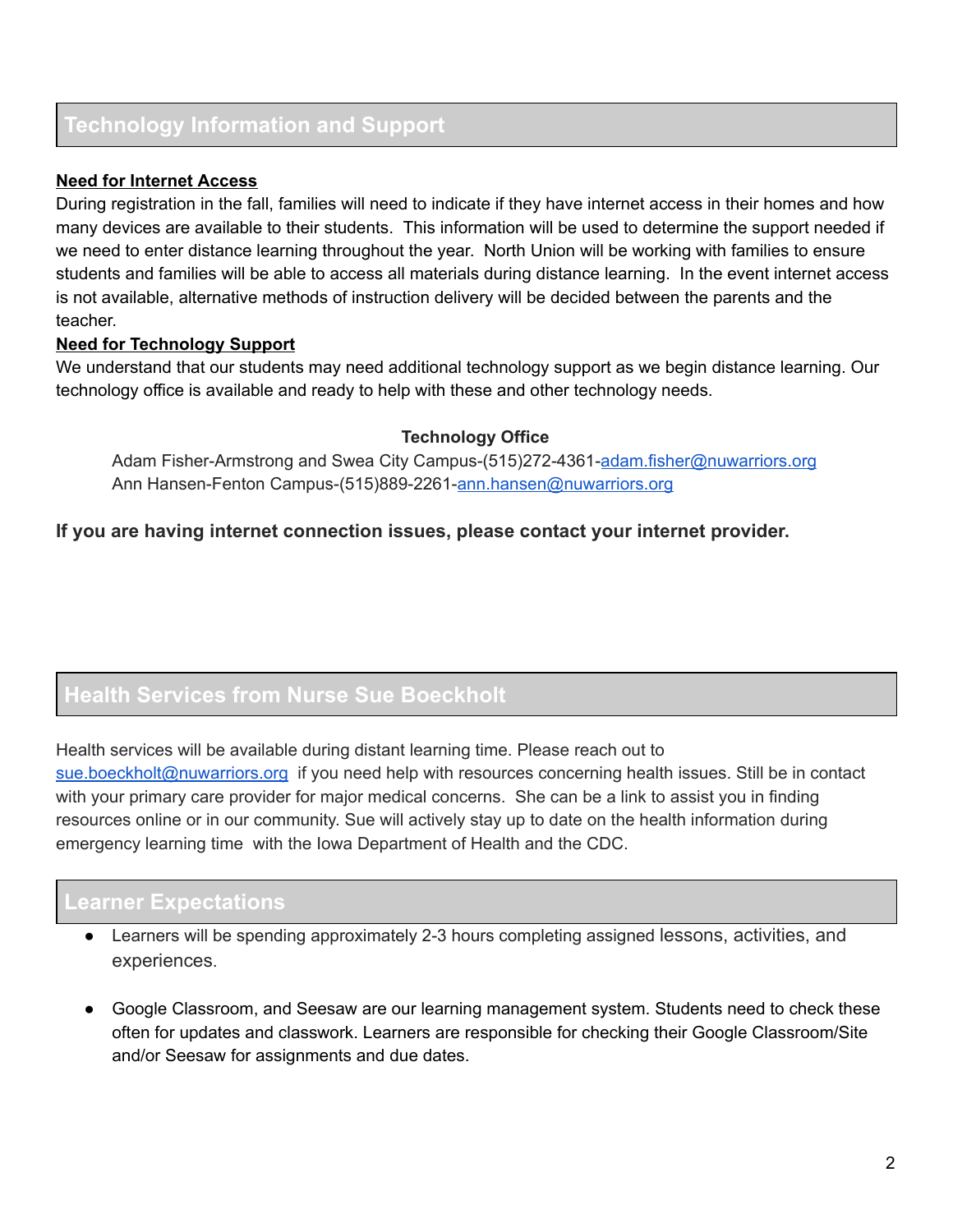## Technology Information and Support

**Need for Internet Access**

During registration in the fall, families will need to indicate if they have internet access in their homes and how many devices are available to their students. This information will be used to determine the support needed if we need to enter distance learning throughout the year. North Union will be working with families to ensure students and families will be able to access all materials during distance learning. In the event internet access is not available, alternative methods of instruction delivery will be decided between the parents and the teacher.

**Need for Technology Support**

We understand that our students may need additional technology support as we begin distance learning. Our technology office is available and ready to help with these and other technology needs.

**Technology Office**

Adam Fisher-Armstrong and Swea City Campus-(515)272-4361-adam.fisher@nuwarriors.org
Ann Hansen-Fenton Campus-(515)889-2261-ann.hansen@nuwarriors.org

**If you are having internet connection issues, please contact your internet provider.**

## Health Services from Nurse Sue Boeckholt

Health services will be available during distant learning time. Please reach out to sue.boeckholt@nuwarriors.org if you need help with resources concerning health issues. Still be in contact with your primary care provider for major medical concerns. She can be a link to assist you in finding resources online or in our community. Sue will actively stay up to date on the health information during emergency learning time with the Iowa Department of Health and the CDC.

## Learner Expectations

- Learners will be spending approximately 2-3 hours completing assigned lessons, activities, and experiences.
- Google Classroom, and Seesaw are our learning management system. Students need to check these often for updates and classwork. Learners are responsible for checking their Google Classroom/Site and/or Seesaw for assignments and due dates.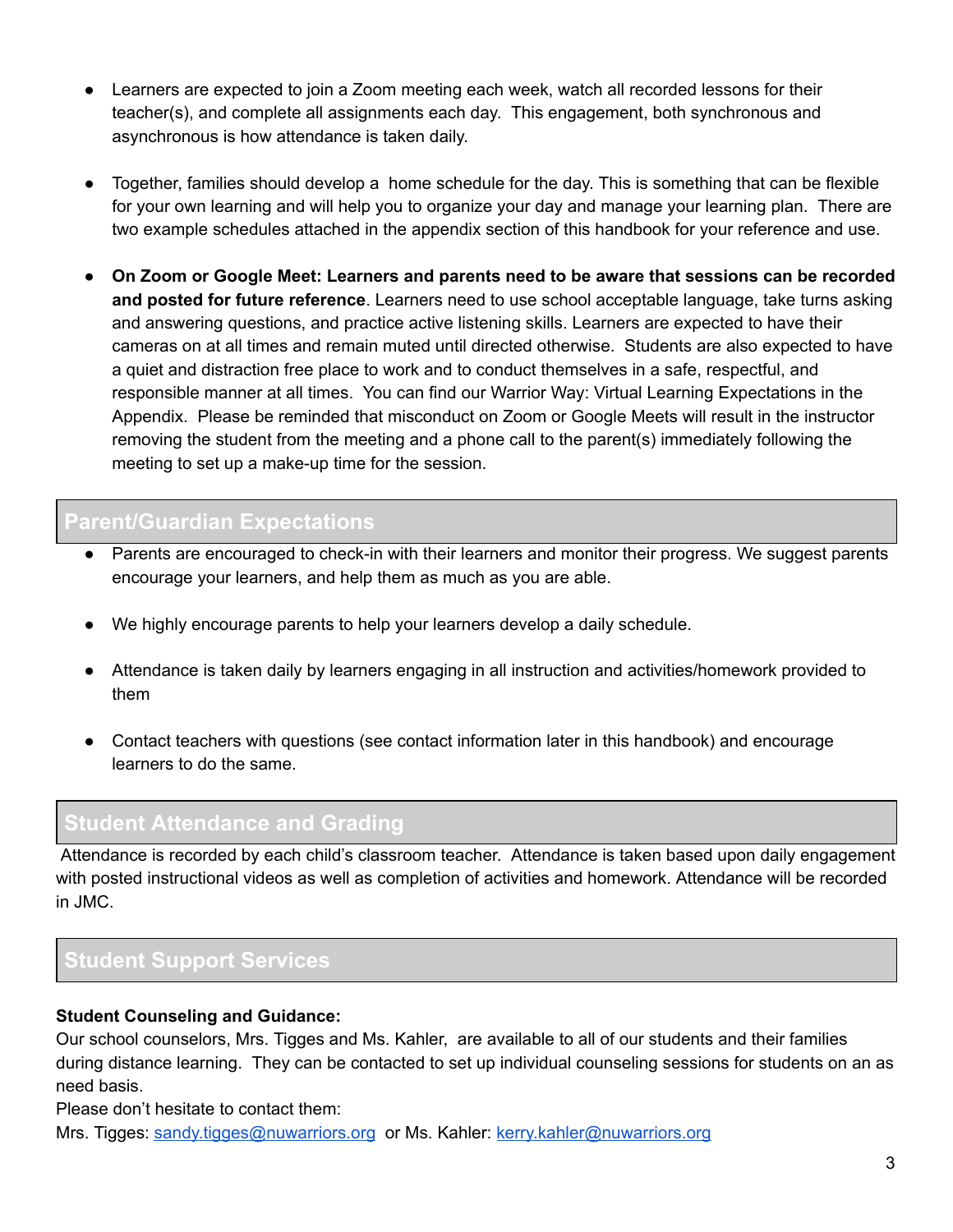- Learners are expected to join a Zoom meeting each week, watch all recorded lessons for their teacher(s), and complete all assignments each day. This engagement, both synchronous and asynchronous is how attendance is taken daily.

- Together, families should develop a home schedule for the day. This is something that can be flexible for your own learning and will help you to organize your day and manage your learning plan. There are two example schedules attached in the appendix section of this handbook for your reference and use.

- **On Zoom or Google Meet: Learners and parents need to be aware that sessions can be recorded and posted for future reference**. Learners need to use school acceptable language, take turns asking and answering questions, and practice active listening skills. Learners are expected to have their cameras on at all times and remain muted until directed otherwise. Students are also expected to have a quiet and distraction free place to work and to conduct themselves in a safe, respectful, and responsible manner at all times. You can find our Warrior Way: Virtual Learning Expectations in the Appendix. Please be reminded that misconduct on Zoom or Google Meets will result in the instructor removing the student from the meeting and a phone call to the parent(s) immediately following the meeting to set up a make-up time for the session.

## Parent/Guardian Expectations

- Parents are encouraged to check-in with their learners and monitor their progress. We suggest parents encourage your learners, and help them as much as you are able.

- We highly encourage parents to help your learners develop a daily schedule.

- Attendance is taken daily by learners engaging in all instruction and activities/homework provided to them

- Contact teachers with questions (see contact information later in this handbook) and encourage learners to do the same.

## Student Attendance and Grading

Attendance is recorded by each child's classroom teacher. Attendance is taken based upon daily engagement with posted instructional videos as well as completion of activities and homework. Attendance will be recorded in JMC.

## Student Support Services

**Student Counseling and Guidance:**
Our school counselors, Mrs. Tigges and Ms. Kahler, are available to all of our students and their families during distance learning. They can be contacted to set up individual counseling sessions for students on an as need basis.
Please don't hesitate to contact them:
Mrs. Tigges: sandy.tigges@nuwarriors.org or Ms. Kahler: kerry.kahler@nuwarriors.org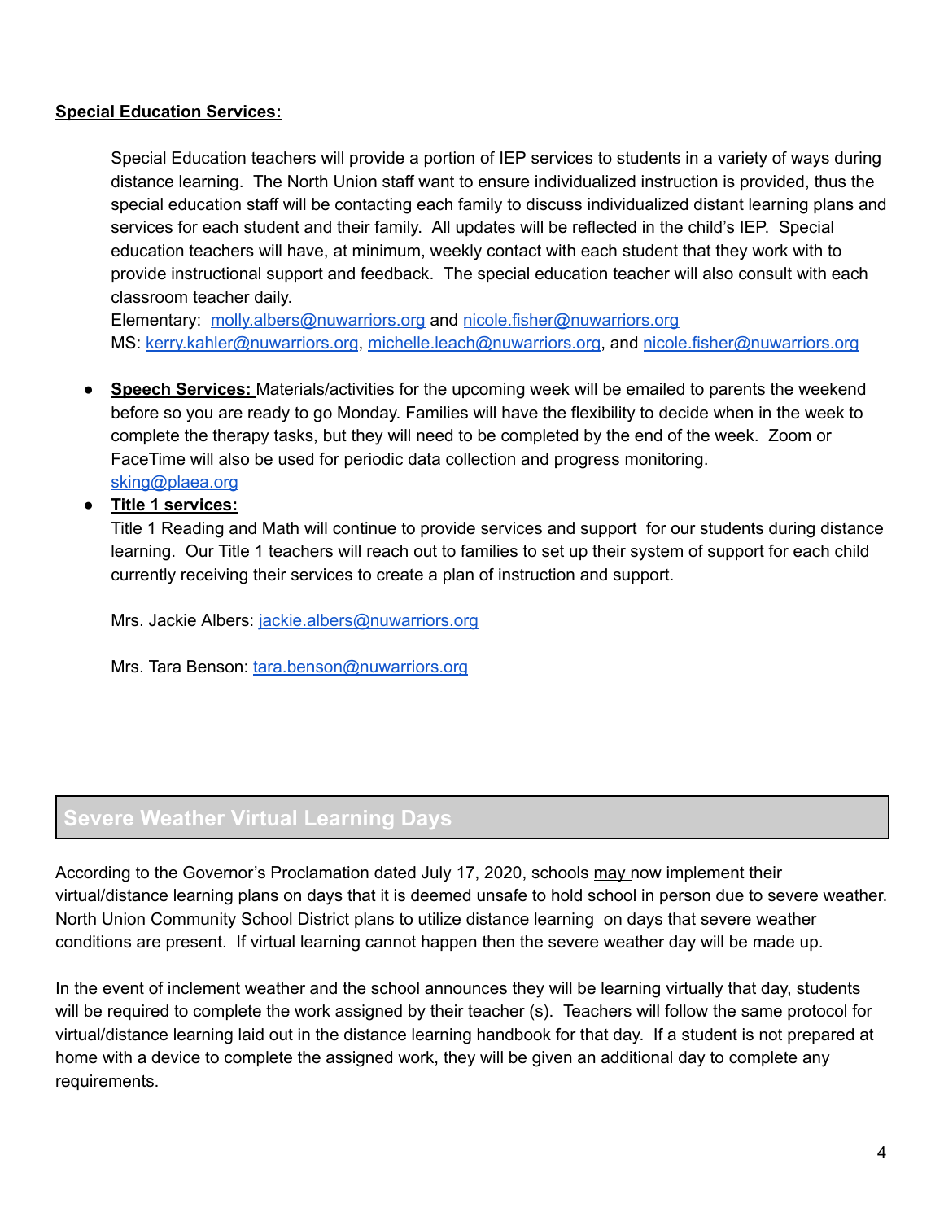**Special Education Services:**

Special Education teachers will provide a portion of IEP services to students in a variety of ways during distance learning. The North Union staff want to ensure individualized instruction is provided, thus the special education staff will be contacting each family to discuss individualized distant learning plans and services for each student and their family. All updates will be reflected in the child's IEP. Special education teachers will have, at minimum, weekly contact with each student that they work with to provide instructional support and feedback. The special education teacher will also consult with each classroom teacher daily.
Elementary: molly.albers@nuwarriors.org and nicole.fisher@nuwarriors.org
MS: kerry.kahler@nuwarriors.org, michelle.leach@nuwarriors.org, and nicole.fisher@nuwarriors.org

- **Speech Services:** Materials/activities for the upcoming week will be emailed to parents the weekend before so you are ready to go Monday. Families will have the flexibility to decide when in the week to complete the therapy tasks, but they will need to be completed by the end of the week. Zoom or FaceTime will also be used for periodic data collection and progress monitoring.
  sking@plaea.org
- **Title 1 services:**
  Title 1 Reading and Math will continue to provide services and support for our students during distance learning. Our Title 1 teachers will reach out to families to set up their system of support for each child currently receiving their services to create a plan of instruction and support.

  Mrs. Jackie Albers: jackie.albers@nuwarriors.org

  Mrs. Tara Benson: tara.benson@nuwarriors.org

## Severe Weather Virtual Learning Days

According to the Governor's Proclamation dated July 17, 2020, schools may now implement their virtual/distance learning plans on days that it is deemed unsafe to hold school in person due to severe weather. North Union Community School District plans to utilize distance learning on days that severe weather conditions are present. If virtual learning cannot happen then the severe weather day will be made up.

In the event of inclement weather and the school announces they will be learning virtually that day, students will be required to complete the work assigned by their teacher (s). Teachers will follow the same protocol for virtual/distance learning laid out in the distance learning handbook for that day. If a student is not prepared at home with a device to complete the assigned work, they will be given an additional day to complete any requirements.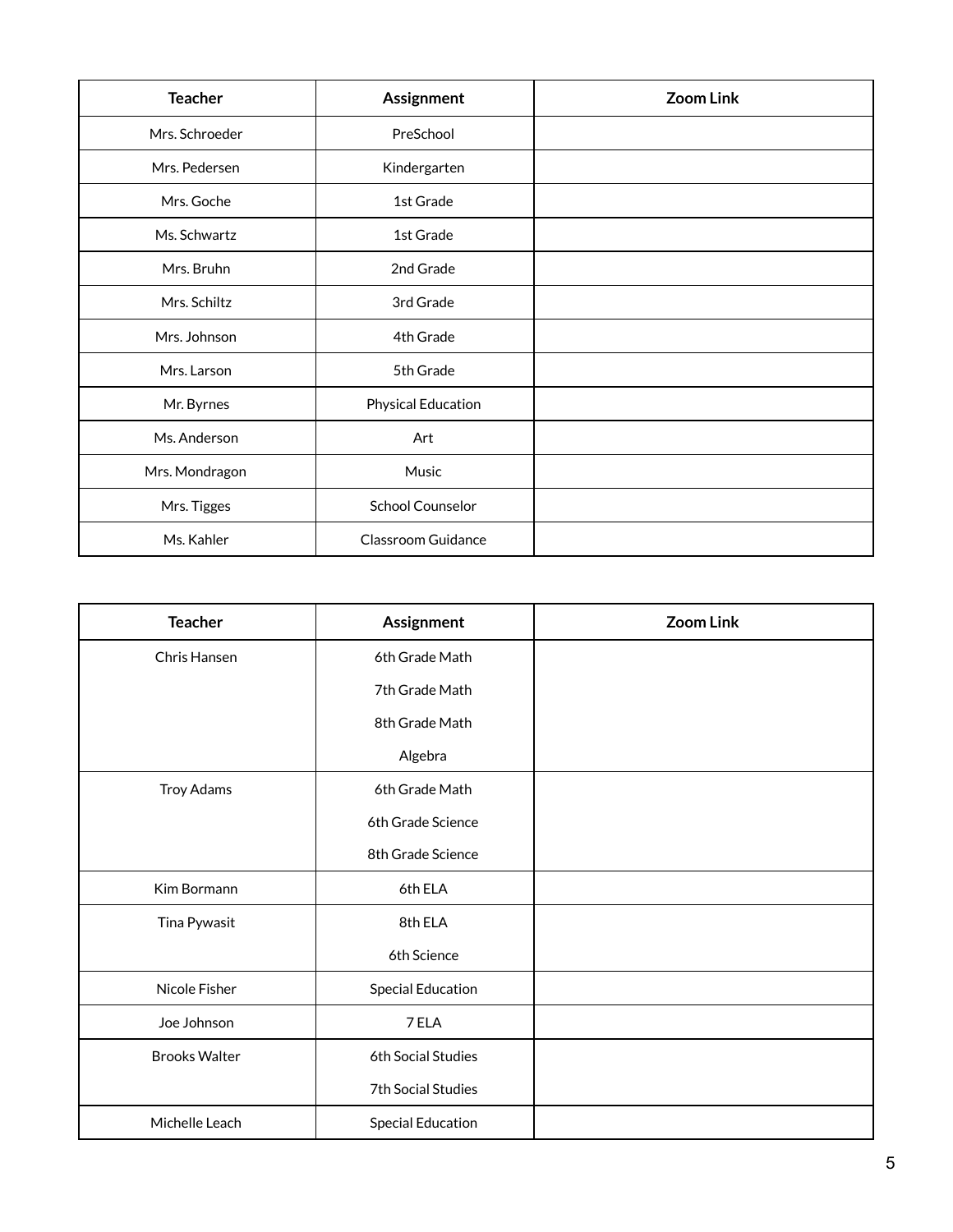| Teacher | Assignment | Zoom Link |
| --- | --- | --- |
| Mrs. Schroeder | PreSchool | |
| Mrs. Pedersen | Kindergarten | |
| Mrs. Goche | 1st Grade | |
| Ms. Schwartz | 1st Grade | |
| Mrs. Bruhn | 2nd Grade | |
| Mrs. Schiltz | 3rd Grade | |
| Mrs. Johnson | 4th Grade | |
| Mrs. Larson | 5th Grade | |
| Mr. Byrnes | Physical Education | |
| Ms. Anderson | Art | |
| Mrs. Mondragon | Music | |
| Mrs. Tigges | School Counselor | |
| Ms. Kahler | Classroom Guidance | |

| Teacher | Assignment | Zoom Link |
| --- | --- | --- |
| Chris Hansen | 6th Grade Math<br>7th Grade Math<br>8th Grade Math<br>Algebra | |
| Troy Adams | 6th Grade Math<br>6th Grade Science<br>8th Grade Science | |
| Kim Bormann | 6th ELA | |
| Tina Pywasit | 8th ELA<br>6th Science | |
| Nicole Fisher | Special Education | |
| Joe Johnson | 7 ELA | |
| Brooks Walter | 6th Social Studies<br>7th Social Studies | |
| Michelle Leach | Special Education | |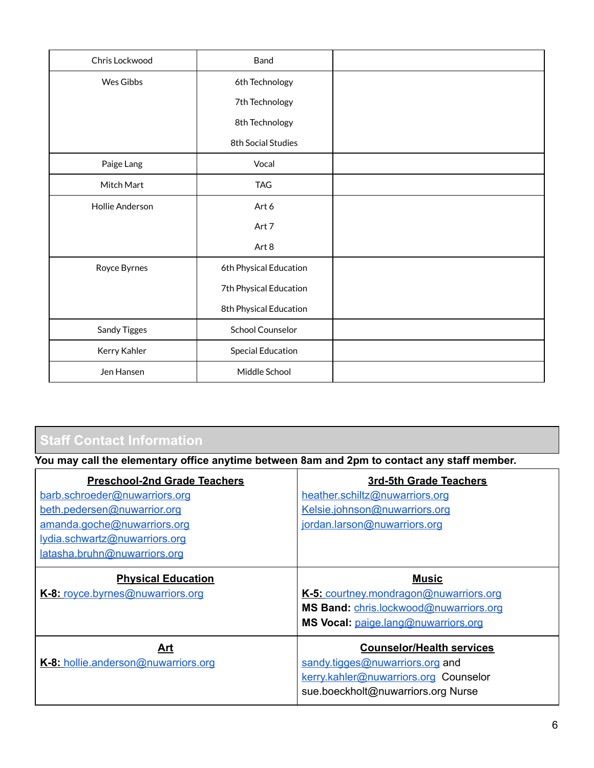| Chris Lockwood | Band | |
|---|---|---|
| Wes Gibbs | 6th Technology<br>7th Technology<br>8th Technology<br>8th Social Studies | |
| Paige Lang | Vocal | |
| Mitch Mart | TAG | |
| Hollie Anderson | Art 6<br>Art 7<br>Art 8 | |
| Royce Byrnes | 6th Physical Education<br>7th Physical Education<br>8th Physical Education | |
| Sandy Tigges | School Counselor | |
| Kerry Kahler | Special Education | |
| Jen Hansen | Middle School | |

## Staff Contact Information

**You may call the elementary office anytime between 8am and 2pm to contact any staff member.**

| **Preschool-2nd Grade Teachers** | **3rd-5th Grade Teachers** |
|---|---|
| barb.schroeder@nuwarriors.org<br>beth.pedersen@nuwarrior.org<br>amanda.goche@nuwarriors.org<br>lydia.schwartz@nuwarriors.org<br>latasha.bruhn@nuwarriors.org | heather.schiltz@nuwarriors.org<br>Kelsie.johnson@nuwarriors.org<br>jordan.larson@nuwarriors.org |
| **Physical Education**<br>**K-8:** royce.byrnes@nuwarriors.org | **Music**<br>**K-5:** courtney.mondragon@nuwarriors.org<br>**MS Band:** chris.lockwood@nuwarriors.org<br>**MS Vocal:** paige.lang@nuwarriors.org |
| **Art**<br>**K-8:** hollie.anderson@nuwarriors.org | **Counselor/Health services**<br>sandy.tigges@nuwarriors.org and kerry.kahler@nuwarriors.org Counselor<br>sue.boeckholt@nuwarriors.org Nurse |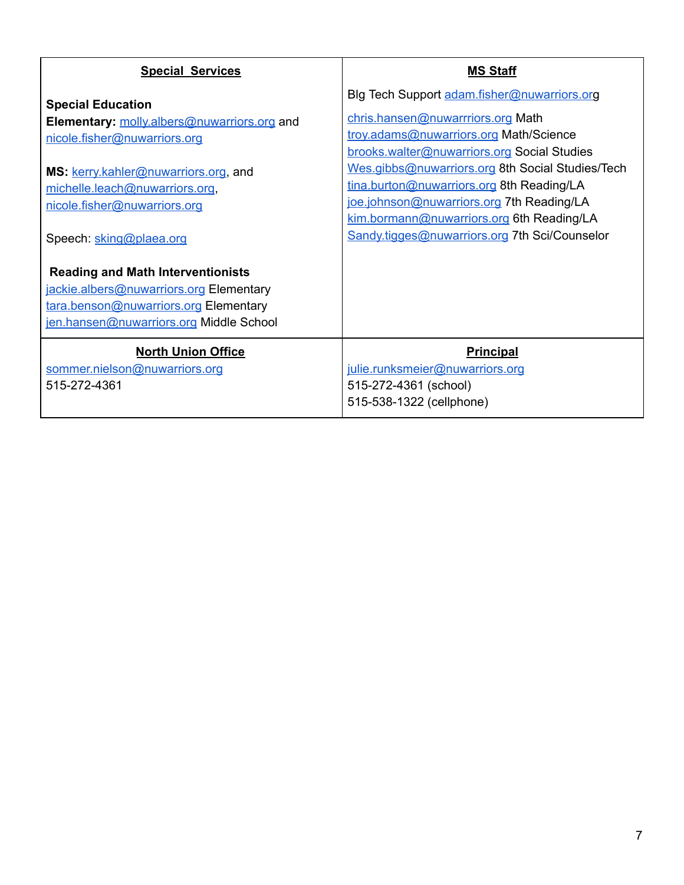| Special Services | MS Staff |
|---|---|
| **Special Education**<br>**Elementary:** molly.albers@nuwarriors.org and nicole.fisher@nuwarriors.org<br><br>**MS:** kerry.kahler@nuwarriors.org, and michelle.leach@nuwarriors.org, nicole.fisher@nuwarriors.org<br><br>Speech: sking@plaea.org<br><br>**Reading and Math Interventionists**<br>jackie.albers@nuwarriors.org Elementary<br>tara.benson@nuwarriors.org Elementary<br>jen.hansen@nuwarriors.org Middle School | Blg Tech Support adam.fisher@nuwarriors.org<br><br>chris.hansen@nuwarrriors.org Math<br>troy.adams@nuwarriors.org Math/Science<br>brooks.walter@nuwarriors.org Social Studies<br>Wes.gibbs@nuwarriors.org 8th Social Studies/Tech<br>tina.burton@nuwarriors.org 8th Reading/LA<br>joe.johnson@nuwarriors.org 7th Reading/LA<br>kim.bormann@nuwarriors.org 6th Reading/LA<br>Sandy.tigges@nuwarriors.org 7th Sci/Counselor |
| **North Union Office**<br>sommer.nielson@nuwarriors.org<br>515-272-4361 | **Principal**<br>julie.runksmeier@nuwarriors.org<br>515-272-4361 (school)<br>515-538-1322 (cellphone) |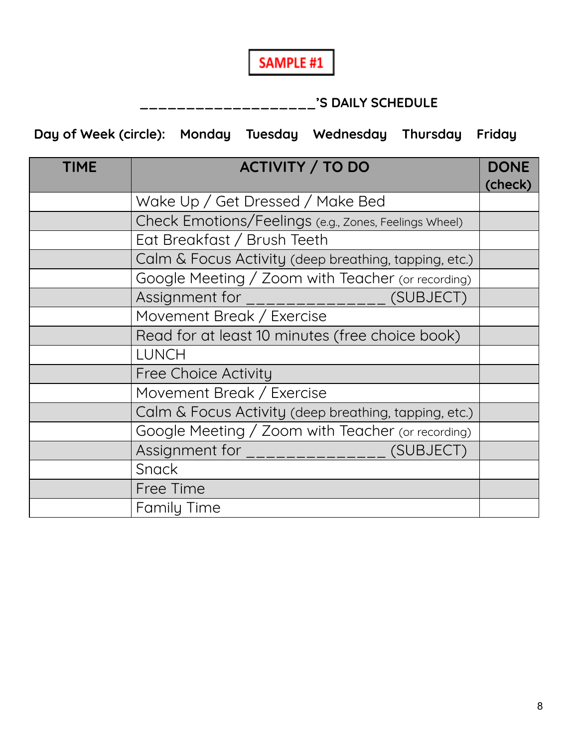**SAMPLE #1**

## ____________________’S DAILY SCHEDULE

**Day of Week (circle): Monday Tuesday Wednesday Thursday Friday**

| TIME | ACTIVITY / TO DO | DONE (check) |
|---|---|---|
| | Wake Up / Get Dressed / Make Bed | |
| | Check Emotions/Feelings (e.g., Zones, Feelings Wheel) | |
| | Eat Breakfast / Brush Teeth | |
| | Calm & Focus Activity (deep breathing, tapping, etc.) | |
| | Google Meeting / Zoom with Teacher (or recording) | |
| | Assignment for ______________ (SUBJECT) | |
| | Movement Break / Exercise | |
| | Read for at least 10 minutes (free choice book) | |
| | LUNCH | |
| | Free Choice Activity | |
| | Movement Break / Exercise | |
| | Calm & Focus Activity (deep breathing, tapping, etc.) | |
| | Google Meeting / Zoom with Teacher (or recording) | |
| | Assignment for ______________ (SUBJECT) | |
| | Snack | |
| | Free Time | |
| | Family Time | |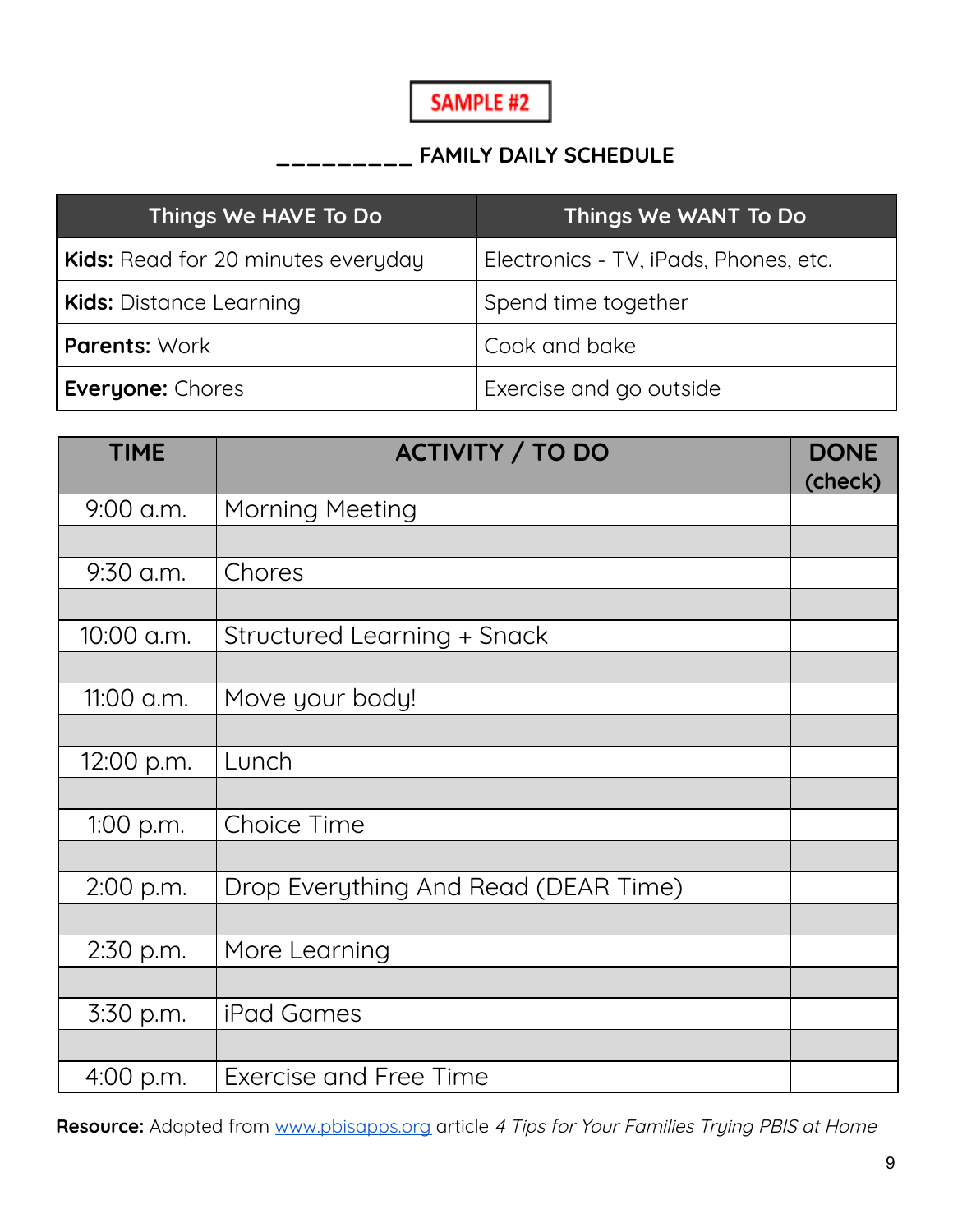**SAMPLE #2**

## _________ FAMILY DAILY SCHEDULE

| Things We HAVE To Do | Things We WANT To Do |
|---|---|
| **Kids:** Read for 20 minutes everyday | Electronics - TV, iPads, Phones, etc. |
| **Kids:** Distance Learning | Spend time together |
| **Parents:** Work | Cook and bake |
| **Everyone:** Chores | Exercise and go outside |

| TIME | ACTIVITY / TO DO | DONE (check) |
|---|---|---|
| 9:00 a.m. | Morning Meeting | |
| | | |
| 9:30 a.m. | Chores | |
| | | |
| 10:00 a.m. | Structured Learning + Snack | |
| | | |
| 11:00 a.m. | Move your body! | |
| | | |
| 12:00 p.m. | Lunch | |
| | | |
| 1:00 p.m. | Choice Time | |
| | | |
| 2:00 p.m. | Drop Everything And Read (DEAR Time) | |
| | | |
| 2:30 p.m. | More Learning | |
| | | |
| 3:30 p.m. | iPad Games | |
| | | |
| 4:00 p.m. | Exercise and Free Time | |

**Resource:** Adapted from [www.pbisapps.org](http://www.pbisapps.org) article *4 Tips for Your Families Trying PBIS at Home*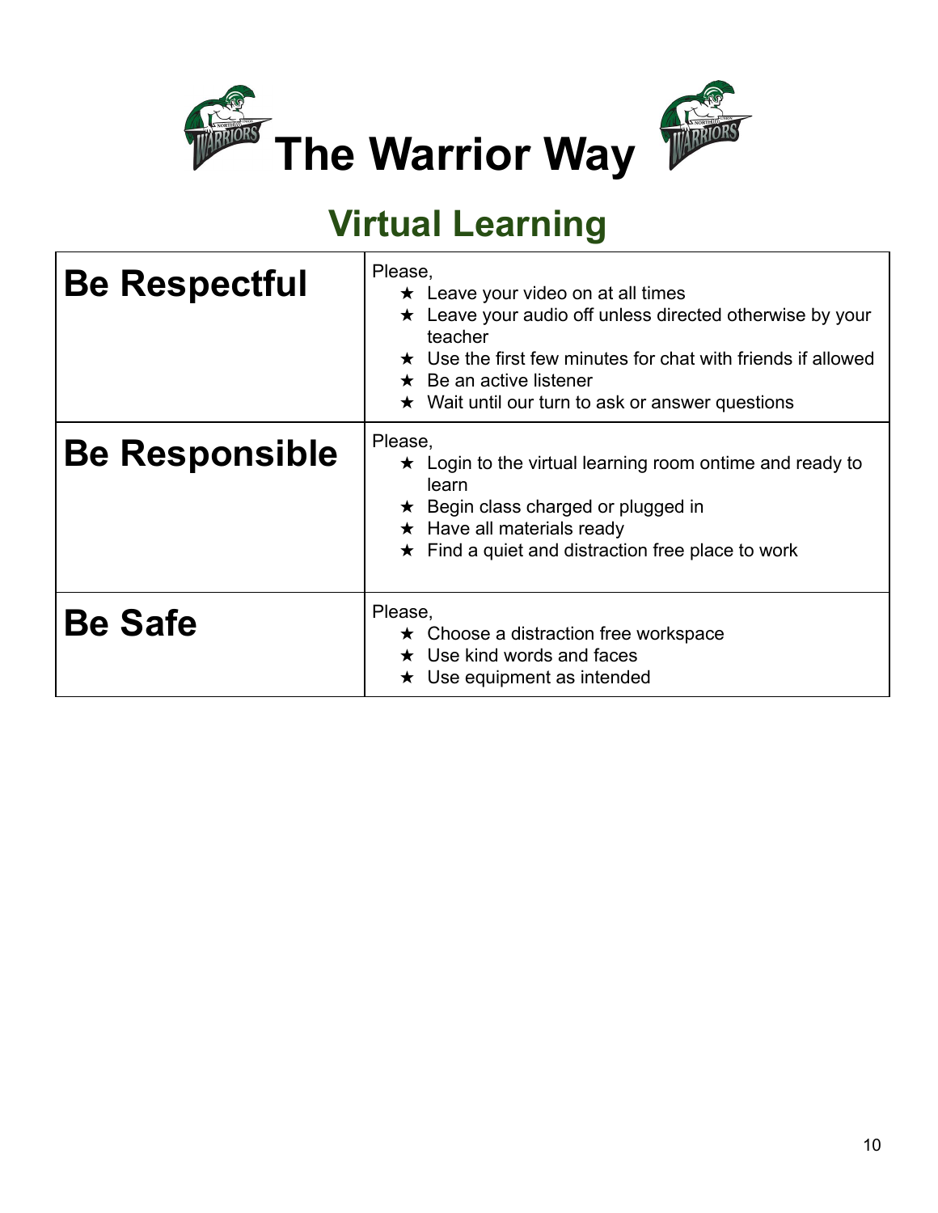# The Warrior Way

## Virtual Learning

| | |
|---|---|
| **Be Respectful** | Please,<br>★ Leave your video on at all times<br>★ Leave your audio off unless directed otherwise by your teacher<br>★ Use the first few minutes for chat with friends if allowed<br>★ Be an active listener<br>★ Wait until our turn to ask or answer questions |
| **Be Responsible** | Please,<br>★ Login to the virtual learning room ontime and ready to learn<br>★ Begin class charged or plugged in<br>★ Have all materials ready<br>★ Find a quiet and distraction free place to work |
| **Be Safe** | Please,<br>★ Choose a distraction free workspace<br>★ Use kind words and faces<br>★ Use equipment as intended |